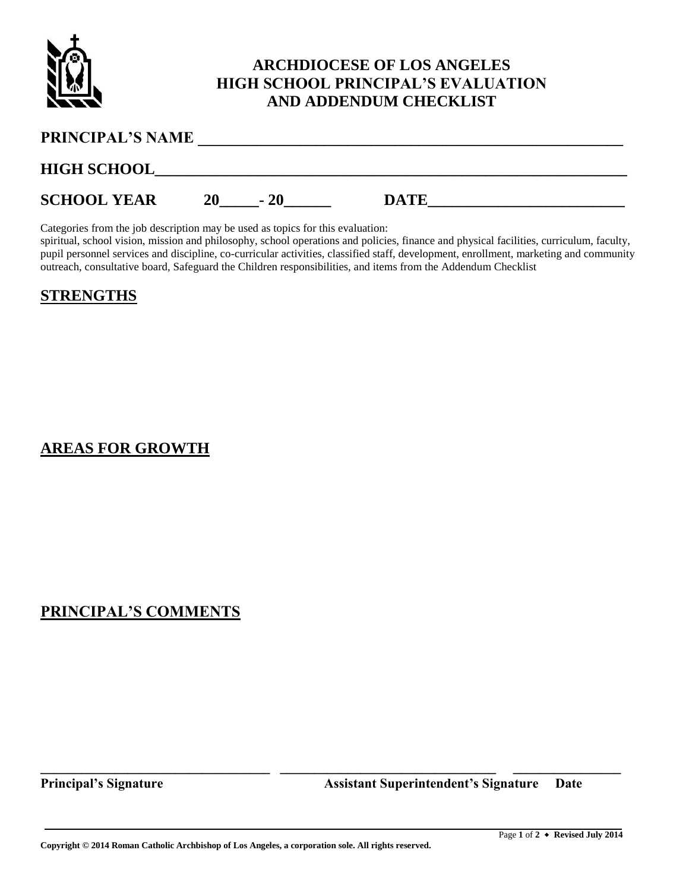# ARCHDIOCESE OF LOS ANGELES
# HIGH SCHOOL PRINCIPAL'S EVALUATION
# AND ADDENDUM CHECKLIST

**PRINCIPAL'S NAME** ______________________________________________________

**HIGH SCHOOL**____________________________________________________________

**SCHOOL YEAR** 20_____- 20______ **DATE**_________________________

Categories from the job description may be used as topics for this evaluation:
spiritual, school vision, mission and philosophy, school operations and policies, finance and physical facilities, curriculum, faculty, pupil personnel services and discipline, co-curricular activities, classified staff, development, enrollment, marketing and community outreach, consultative board, Safeguard the Children responsibilities, and items from the Addendum Checklist

## STRENGTHS

## AREAS FOR GROWTH

## PRINCIPAL'S COMMENTS

_________________________________ _______________________________ _______________

**Principal's Signature** **Assistant Superintendent's Signature** **Date**

**Copyright © 2014 Roman Catholic Archbishop of Los Angeles, a corporation sole. All rights reserved.**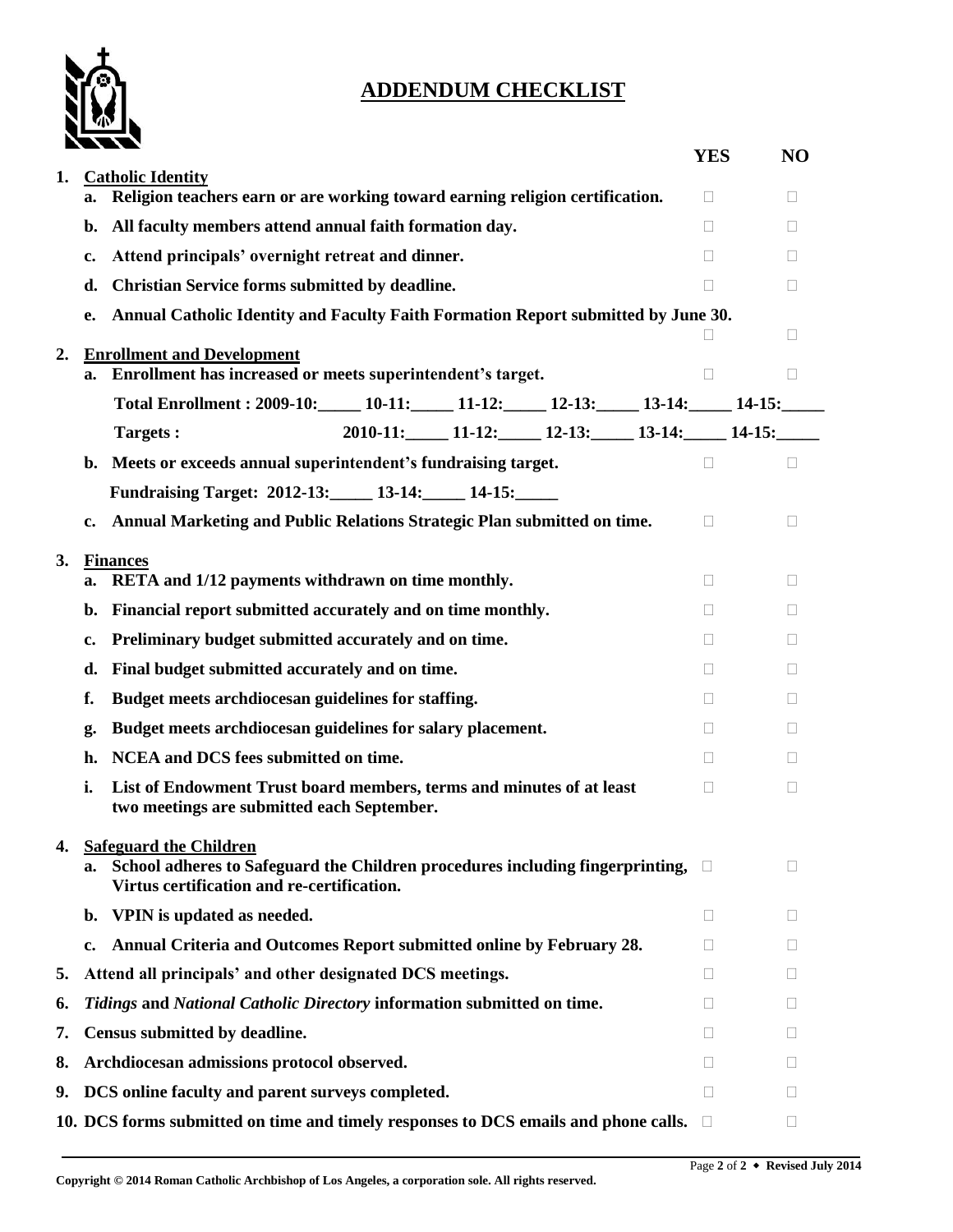# ADDENDUM CHECKLIST

| | | YES | NO |
|---|---|---|---|
| **1.** | **Catholic Identity** | | |
| | **a. Religion teachers earn or are working toward earning religion certification.** | ☐ | ☐ |
| | **b. All faculty members attend annual faith formation day.** | ☐ | ☐ |
| | **c. Attend principals' overnight retreat and dinner.** | ☐ | ☐ |
| | **d. Christian Service forms submitted by deadline.** | ☐ | ☐ |
| | **e. Annual Catholic Identity and Faculty Faith Formation Report submitted by June 30.** | ☐ | ☐ |
| **2.** | **Enrollment and Development** | | |
| | **a. Enrollment has increased or meets superintendent's target.** | ☐ | ☐ |
| | **Total Enrollment : 2009-10:_____ 10-11:_____ 11-12:_____ 12-13:_____ 13-14:_____ 14-15:_____** | | |
| | **Targets : 2010-11:_____ 11-12:_____ 12-13:_____ 13-14:_____ 14-15:_____** | | |
| | **b. Meets or exceeds annual superintendent's fundraising target.** | ☐ | ☐ |
| | **Fundraising Target: 2012-13:_____ 13-14:_____ 14-15:_____** | | |
| | **c. Annual Marketing and Public Relations Strategic Plan submitted on time.** | ☐ | ☐ |
| **3.** | **Finances** | | |
| | **a. RETA and 1/12 payments withdrawn on time monthly.** | ☐ | ☐ |
| | **b. Financial report submitted accurately and on time monthly.** | ☐ | ☐ |
| | **c. Preliminary budget submitted accurately and on time.** | ☐ | ☐ |
| | **d. Final budget submitted accurately and on time.** | ☐ | ☐ |
| | **f. Budget meets archdiocesan guidelines for staffing.** | ☐ | ☐ |
| | **g. Budget meets archdiocesan guidelines for salary placement.** | ☐ | ☐ |
| | **h. NCEA and DCS fees submitted on time.** | ☐ | ☐ |
| | **i. List of Endowment Trust board members, terms and minutes of at least two meetings are submitted each September.** | ☐ | ☐ |
| **4.** | **Safeguard the Children** | | |
| | **a. School adheres to Safeguard the Children procedures including fingerprinting, Virtus certification and re-certification.** | ☐ | ☐ |
| | **b. VPIN is updated as needed.** | ☐ | ☐ |
| | **c. Annual Criteria and Outcomes Report submitted online by February 28.** | ☐ | ☐ |
| **5.** | **Attend all principals' and other designated DCS meetings.** | ☐ | ☐ |
| **6.** | ***Tidings* and *National Catholic Directory* information submitted on time.** | ☐ | ☐ |
| **7.** | **Census submitted by deadline.** | ☐ | ☐ |
| **8.** | **Archdiocesan admissions protocol observed.** | ☐ | ☐ |
| **9.** | **DCS online faculty and parent surveys completed.** | ☐ | ☐ |
| **10.** | **DCS forms submitted on time and timely responses to DCS emails and phone calls.** | ☐ | ☐ |

Revised July 2014

**Copyright © 2014 Roman Catholic Archbishop of Los Angeles, a corporation sole. All rights reserved.**